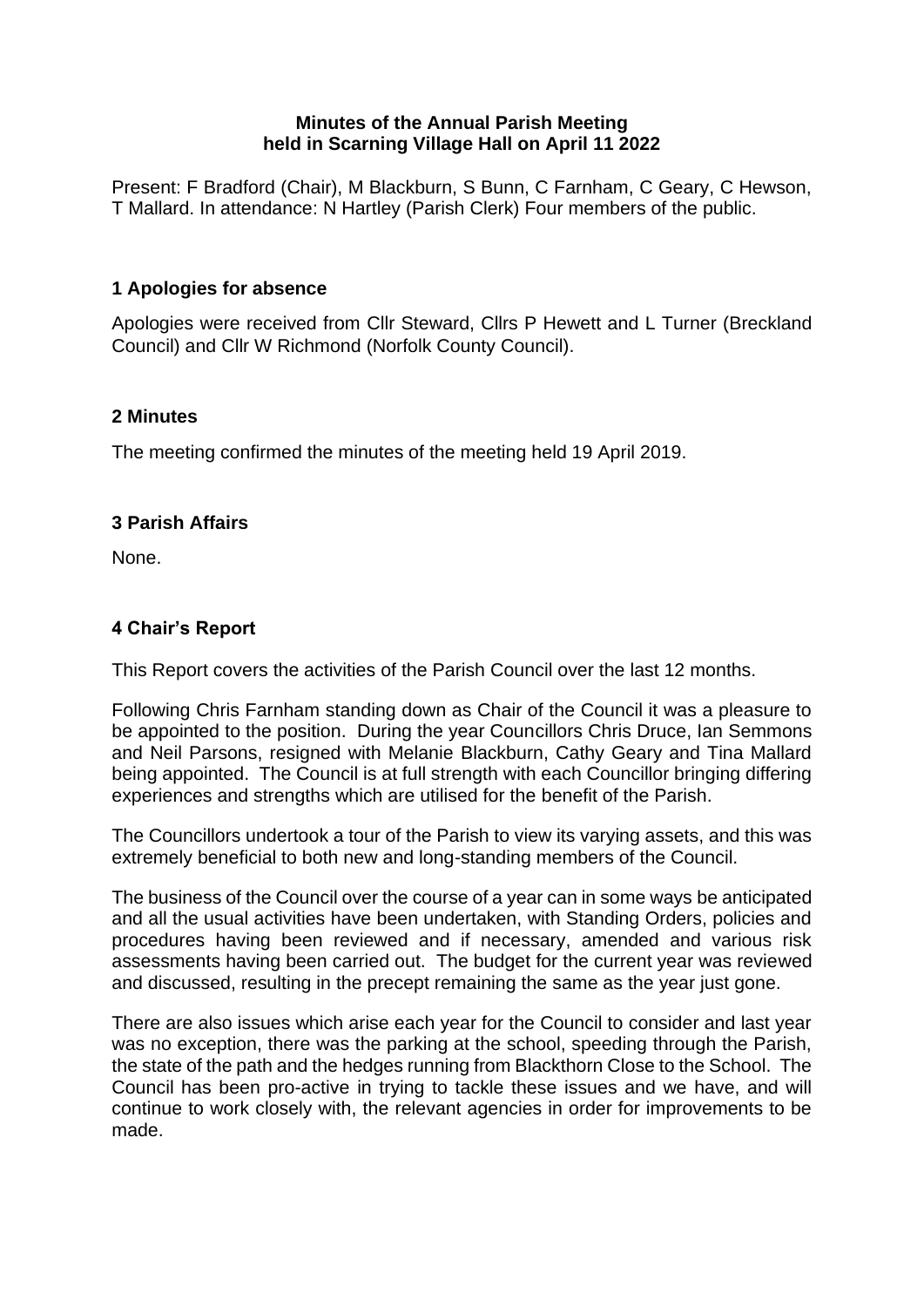**Minutes of the Annual Parish Meeting held in Scarning Village Hall on April 11 2022**

Present: F Bradford (Chair), M Blackburn, S Bunn, C Farnham, C Geary, C Hewson, T Mallard. In attendance: N Hartley (Parish Clerk) Four members of the public.

## 1 Apologies for absence

Apologies were received from Cllr Steward, Cllrs P Hewett and L Turner (Breckland Council) and Cllr W Richmond (Norfolk County Council).

## 2 Minutes

The meeting confirmed the minutes of the meeting held 19 April 2019.

## 3 Parish Affairs

None.

## 4 Chair's Report

This Report covers the activities of the Parish Council over the last 12 months.

Following Chris Farnham standing down as Chair of the Council it was a pleasure to be appointed to the position. During the year Councillors Chris Druce, Ian Semmons and Neil Parsons, resigned with Melanie Blackburn, Cathy Geary and Tina Mallard being appointed. The Council is at full strength with each Councillor bringing differing experiences and strengths which are utilised for the benefit of the Parish.

The Councillors undertook a tour of the Parish to view its varying assets, and this was extremely beneficial to both new and long-standing members of the Council.

The business of the Council over the course of a year can in some ways be anticipated and all the usual activities have been undertaken, with Standing Orders, policies and procedures having been reviewed and if necessary, amended and various risk assessments having been carried out. The budget for the current year was reviewed and discussed, resulting in the precept remaining the same as the year just gone.

There are also issues which arise each year for the Council to consider and last year was no exception, there was the parking at the school, speeding through the Parish, the state of the path and the hedges running from Blackthorn Close to the School. The Council has been pro-active in trying to tackle these issues and we have, and will continue to work closely with, the relevant agencies in order for improvements to be made.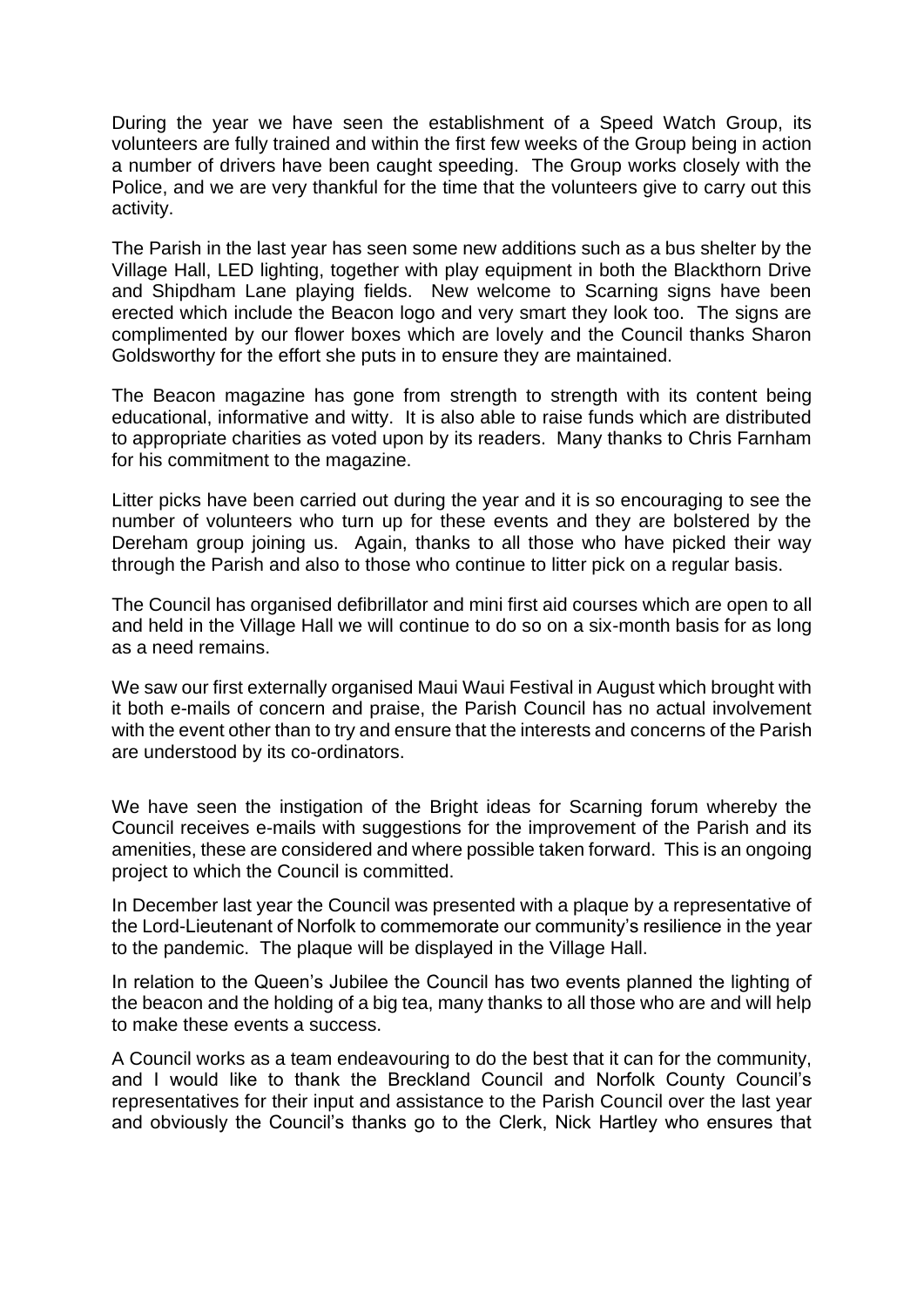During the year we have seen the establishment of a Speed Watch Group, its volunteers are fully trained and within the first few weeks of the Group being in action a number of drivers have been caught speeding. The Group works closely with the Police, and we are very thankful for the time that the volunteers give to carry out this activity.

The Parish in the last year has seen some new additions such as a bus shelter by the Village Hall, LED lighting, together with play equipment in both the Blackthorn Drive and Shipdham Lane playing fields. New welcome to Scarning signs have been erected which include the Beacon logo and very smart they look too. The signs are complimented by our flower boxes which are lovely and the Council thanks Sharon Goldsworthy for the effort she puts in to ensure they are maintained.

The Beacon magazine has gone from strength to strength with its content being educational, informative and witty. It is also able to raise funds which are distributed to appropriate charities as voted upon by its readers. Many thanks to Chris Farnham for his commitment to the magazine.

Litter picks have been carried out during the year and it is so encouraging to see the number of volunteers who turn up for these events and they are bolstered by the Dereham group joining us. Again, thanks to all those who have picked their way through the Parish and also to those who continue to litter pick on a regular basis.

The Council has organised defibrillator and mini first aid courses which are open to all and held in the Village Hall we will continue to do so on a six-month basis for as long as a need remains.

We saw our first externally organised Maui Waui Festival in August which brought with it both e-mails of concern and praise, the Parish Council has no actual involvement with the event other than to try and ensure that the interests and concerns of the Parish are understood by its co-ordinators.

We have seen the instigation of the Bright ideas for Scarning forum whereby the Council receives e-mails with suggestions for the improvement of the Parish and its amenities, these are considered and where possible taken forward. This is an ongoing project to which the Council is committed.

In December last year the Council was presented with a plaque by a representative of the Lord-Lieutenant of Norfolk to commemorate our community's resilience in the year to the pandemic. The plaque will be displayed in the Village Hall.

In relation to the Queen's Jubilee the Council has two events planned the lighting of the beacon and the holding of a big tea, many thanks to all those who are and will help to make these events a success.

A Council works as a team endeavouring to do the best that it can for the community, and I would like to thank the Breckland Council and Norfolk County Council's representatives for their input and assistance to the Parish Council over the last year and obviously the Council's thanks go to the Clerk, Nick Hartley who ensures that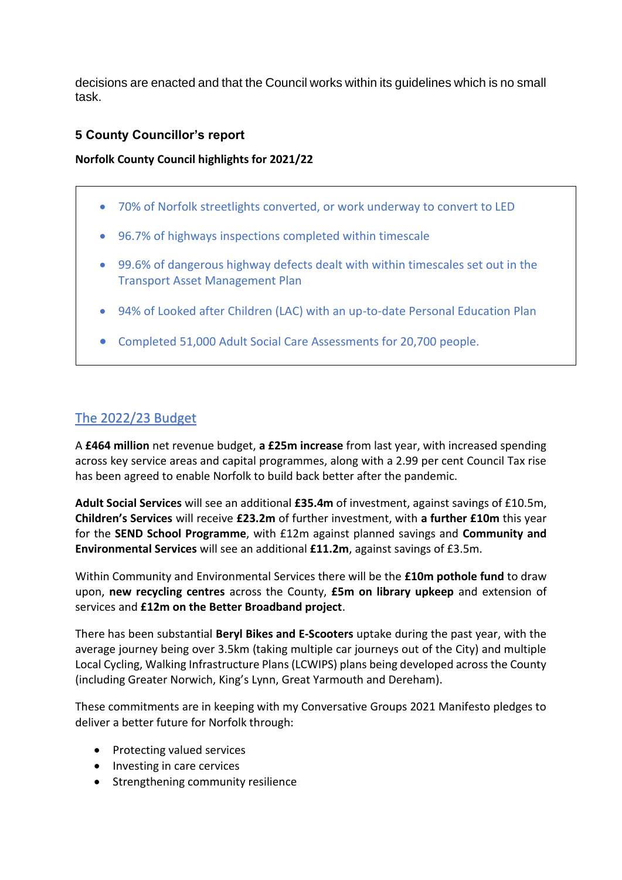decisions are enacted and that the Council works within its guidelines which is no small task.

## 5 County Councillor's report

**Norfolk County Council highlights for 2021/22**

- 70% of Norfolk streetlights converted, or work underway to convert to LED
- 96.7% of highways inspections completed within timescale
- 99.6% of dangerous highway defects dealt with within timescales set out in the Transport Asset Management Plan
- 94% of Looked after Children (LAC) with an up-to-date Personal Education Plan
- Completed 51,000 Adult Social Care Assessments for 20,700 people.

### The 2022/23 Budget

A **£464 million** net revenue budget, **a £25m increase** from last year, with increased spending across key service areas and capital programmes, along with a 2.99 per cent Council Tax rise has been agreed to enable Norfolk to build back better after the pandemic.

**Adult Social Services** will see an additional **£35.4m** of investment, against savings of £10.5m, **Children's Services** will receive **£23.2m** of further investment, with **a further £10m** this year for the **SEND School Programme**, with £12m against planned savings and **Community and Environmental Services** will see an additional **£11.2m**, against savings of £3.5m.

Within Community and Environmental Services there will be the **£10m pothole fund** to draw upon, **new recycling centres** across the County, **£5m on library upkeep** and extension of services and **£12m on the Better Broadband project**.

There has been substantial **Beryl Bikes and E-Scooters** uptake during the past year, with the average journey being over 3.5km (taking multiple car journeys out of the City) and multiple Local Cycling, Walking Infrastructure Plans (LCWIPS) plans being developed across the County (including Greater Norwich, King's Lynn, Great Yarmouth and Dereham).

These commitments are in keeping with my Conversative Groups 2021 Manifesto pledges to deliver a better future for Norfolk through:

- Protecting valued services
- Investing in care cervices
- Strengthening community resilience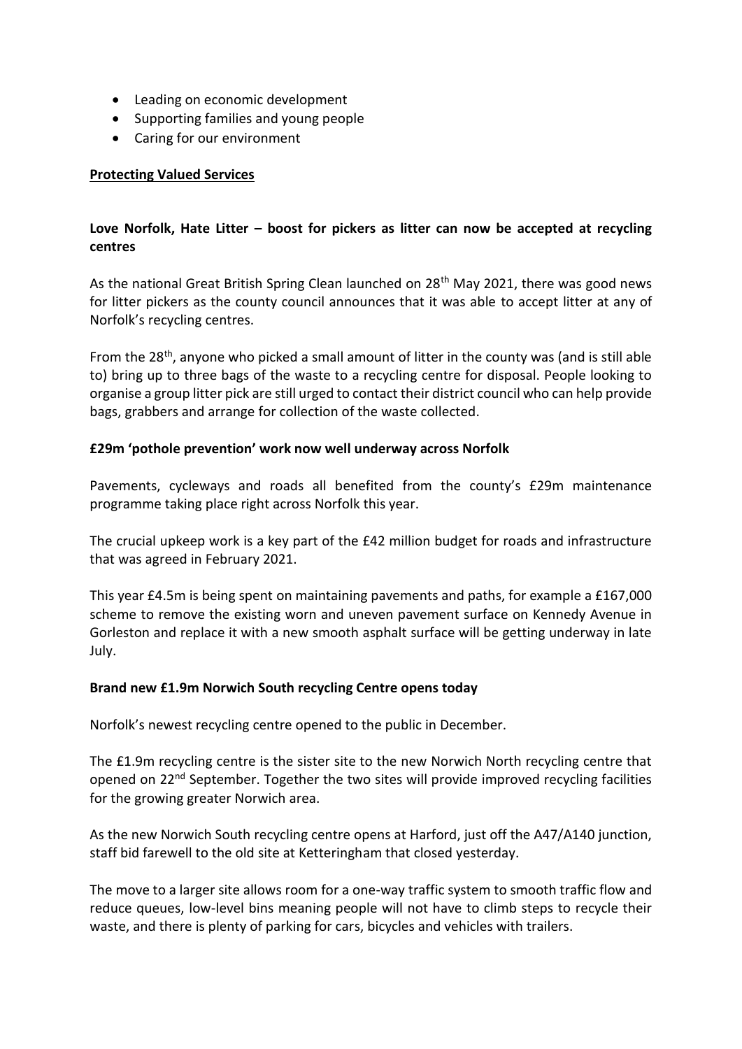- Leading on economic development
- Supporting families and young people
- Caring for our environment

**Protecting Valued Services**

**Love Norfolk, Hate Litter – boost for pickers as litter can now be accepted at recycling centres**

As the national Great British Spring Clean launched on 28th May 2021, there was good news for litter pickers as the county council announces that it was able to accept litter at any of Norfolk's recycling centres.

From the 28th, anyone who picked a small amount of litter in the county was (and is still able to) bring up to three bags of the waste to a recycling centre for disposal. People looking to organise a group litter pick are still urged to contact their district council who can help provide bags, grabbers and arrange for collection of the waste collected.

**£29m 'pothole prevention' work now well underway across Norfolk**

Pavements, cycleways and roads all benefited from the county's £29m maintenance programme taking place right across Norfolk this year.

The crucial upkeep work is a key part of the £42 million budget for roads and infrastructure that was agreed in February 2021.

This year £4.5m is being spent on maintaining pavements and paths, for example a £167,000 scheme to remove the existing worn and uneven pavement surface on Kennedy Avenue in Gorleston and replace it with a new smooth asphalt surface will be getting underway in late July.

**Brand new £1.9m Norwich South recycling Centre opens today**

Norfolk's newest recycling centre opened to the public in December.

The £1.9m recycling centre is the sister site to the new Norwich North recycling centre that opened on 22nd September. Together the two sites will provide improved recycling facilities for the growing greater Norwich area.

As the new Norwich South recycling centre opens at Harford, just off the A47/A140 junction, staff bid farewell to the old site at Ketteringham that closed yesterday.

The move to a larger site allows room for a one-way traffic system to smooth traffic flow and reduce queues, low-level bins meaning people will not have to climb steps to recycle their waste, and there is plenty of parking for cars, bicycles and vehicles with trailers.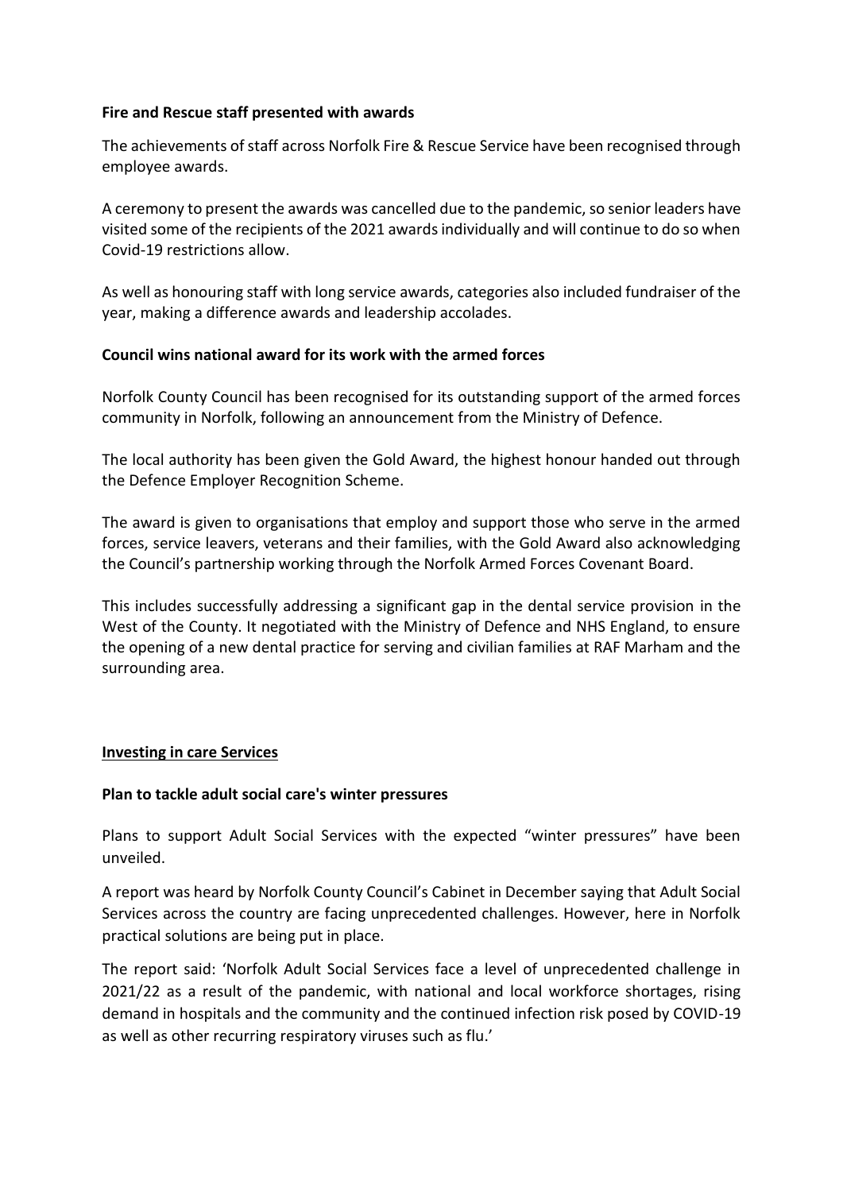**Fire and Rescue staff presented with awards**

The achievements of staff across Norfolk Fire & Rescue Service have been recognised through employee awards.

A ceremony to present the awards was cancelled due to the pandemic, so senior leaders have visited some of the recipients of the 2021 awards individually and will continue to do so when Covid-19 restrictions allow.

As well as honouring staff with long service awards, categories also included fundraiser of the year, making a difference awards and leadership accolades.

**Council wins national award for its work with the armed forces**

Norfolk County Council has been recognised for its outstanding support of the armed forces community in Norfolk, following an announcement from the Ministry of Defence.

The local authority has been given the Gold Award, the highest honour handed out through the Defence Employer Recognition Scheme.

The award is given to organisations that employ and support those who serve in the armed forces, service leavers, veterans and their families, with the Gold Award also acknowledging the Council's partnership working through the Norfolk Armed Forces Covenant Board.

This includes successfully addressing a significant gap in the dental service provision in the West of the County. It negotiated with the Ministry of Defence and NHS England, to ensure the opening of a new dental practice for serving and civilian families at RAF Marham and the surrounding area.

## Investing in care Services

**Plan to tackle adult social care's winter pressures**

Plans to support Adult Social Services with the expected "winter pressures" have been unveiled.

A report was heard by Norfolk County Council's Cabinet in December saying that Adult Social Services across the country are facing unprecedented challenges. However, here in Norfolk practical solutions are being put in place.

The report said: 'Norfolk Adult Social Services face a level of unprecedented challenge in 2021/22 as a result of the pandemic, with national and local workforce shortages, rising demand in hospitals and the community and the continued infection risk posed by COVID-19 as well as other recurring respiratory viruses such as flu.'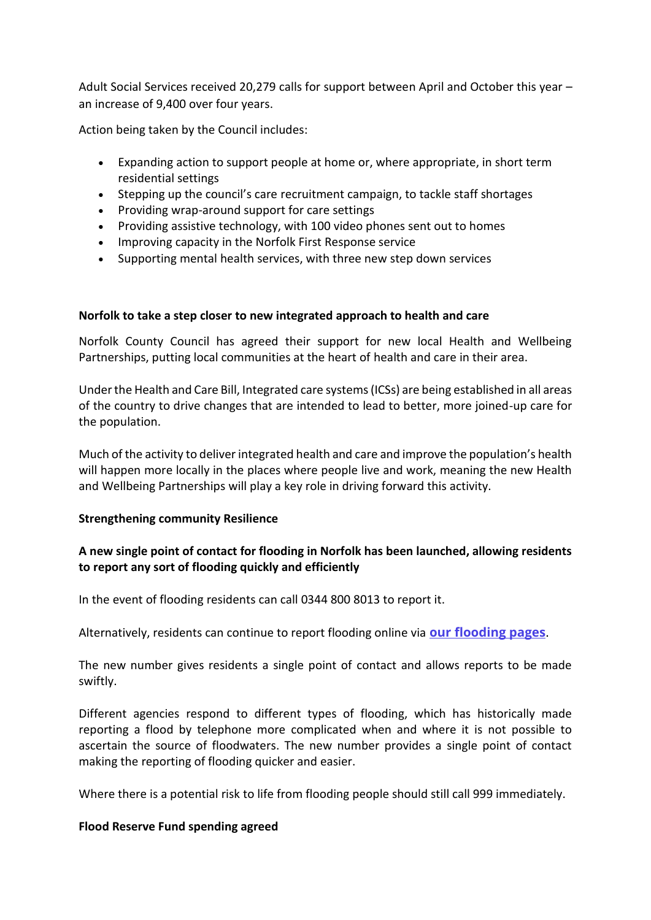Adult Social Services received 20,279 calls for support between April and October this year – an increase of 9,400 over four years.

Action being taken by the Council includes:

- Expanding action to support people at home or, where appropriate, in short term residential settings
- Stepping up the council's care recruitment campaign, to tackle staff shortages
- Providing wrap-around support for care settings
- Providing assistive technology, with 100 video phones sent out to homes
- Improving capacity in the Norfolk First Response service
- Supporting mental health services, with three new step down services

**Norfolk to take a step closer to new integrated approach to health and care**

Norfolk County Council has agreed their support for new local Health and Wellbeing Partnerships, putting local communities at the heart of health and care in their area.

Under the Health and Care Bill, Integrated care systems (ICSs) are being established in all areas of the country to drive changes that are intended to lead to better, more joined-up care for the population.

Much of the activity to deliver integrated health and care and improve the population's health will happen more locally in the places where people live and work, meaning the new Health and Wellbeing Partnerships will play a key role in driving forward this activity.

**Strengthening community Resilience**

**A new single point of contact for flooding in Norfolk has been launched, allowing residents to report any sort of flooding quickly and efficiently**

In the event of flooding residents can call 0344 800 8013 to report it.

Alternatively, residents can continue to report flooding online via **our flooding pages**.

The new number gives residents a single point of contact and allows reports to be made swiftly.

Different agencies respond to different types of flooding, which has historically made reporting a flood by telephone more complicated when and where it is not possible to ascertain the source of floodwaters. The new number provides a single point of contact making the reporting of flooding quicker and easier.

Where there is a potential risk to life from flooding people should still call 999 immediately.

**Flood Reserve Fund spending agreed**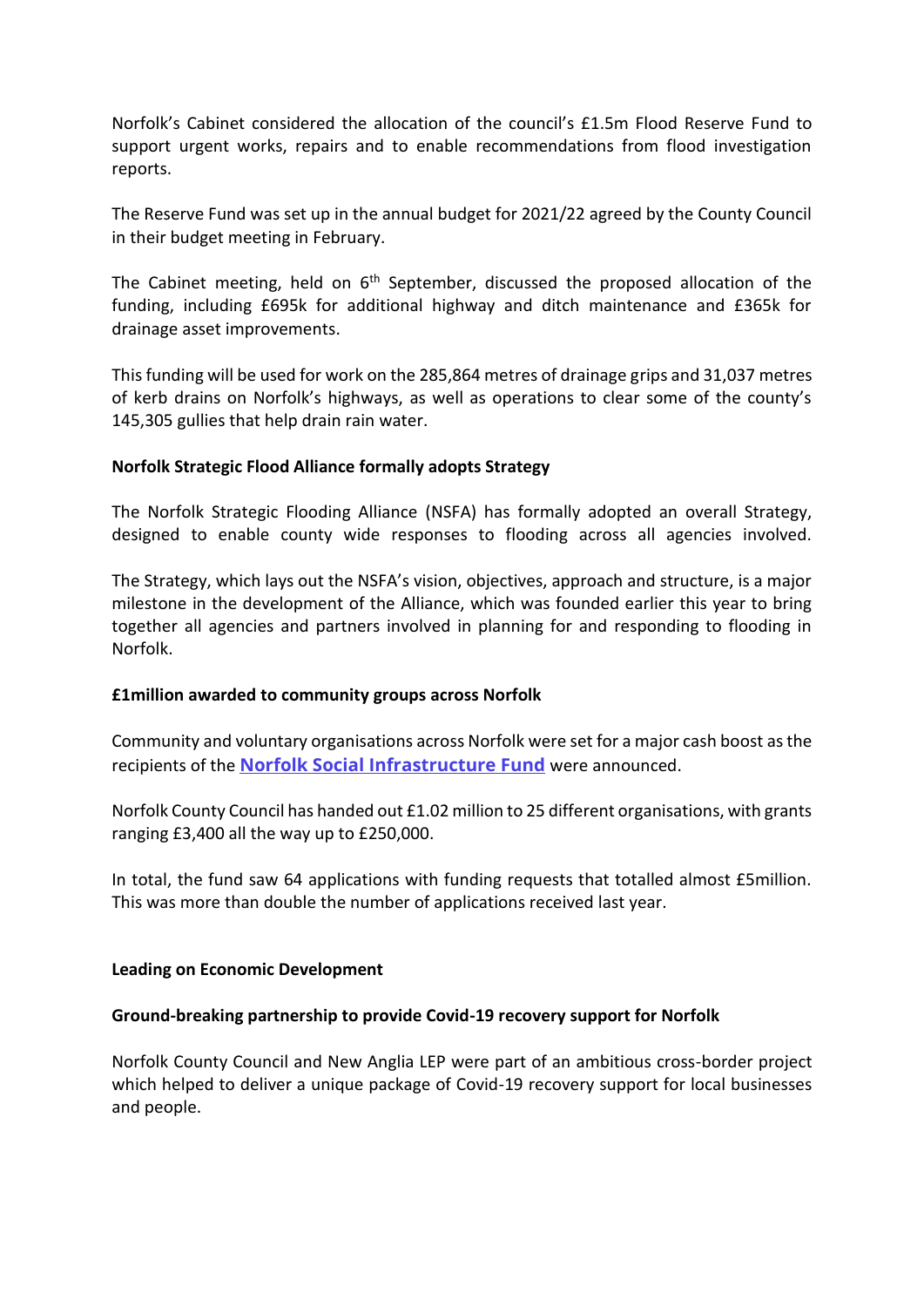Norfolk's Cabinet considered the allocation of the council's £1.5m Flood Reserve Fund to support urgent works, repairs and to enable recommendations from flood investigation reports.

The Reserve Fund was set up in the annual budget for 2021/22 agreed by the County Council in their budget meeting in February.

The Cabinet meeting, held on 6th September, discussed the proposed allocation of the funding, including £695k for additional highway and ditch maintenance and £365k for drainage asset improvements.

This funding will be used for work on the 285,864 metres of drainage grips and 31,037 metres of kerb drains on Norfolk's highways, as well as operations to clear some of the county's 145,305 gullies that help drain rain water.

**Norfolk Strategic Flood Alliance formally adopts Strategy**

The Norfolk Strategic Flooding Alliance (NSFA) has formally adopted an overall Strategy, designed to enable county wide responses to flooding across all agencies involved.

The Strategy, which lays out the NSFA's vision, objectives, approach and structure, is a major milestone in the development of the Alliance, which was founded earlier this year to bring together all agencies and partners involved in planning for and responding to flooding in Norfolk.

**£1million awarded to community groups across Norfolk**

Community and voluntary organisations across Norfolk were set for a major cash boost as the recipients of the **Norfolk Social Infrastructure Fund** were announced.

Norfolk County Council has handed out £1.02 million to 25 different organisations, with grants ranging £3,400 all the way up to £250,000.

In total, the fund saw 64 applications with funding requests that totalled almost £5million. This was more than double the number of applications received last year.

**Leading on Economic Development**

**Ground-breaking partnership to provide Covid-19 recovery support for Norfolk**

Norfolk County Council and New Anglia LEP were part of an ambitious cross-border project which helped to deliver a unique package of Covid-19 recovery support for local businesses and people.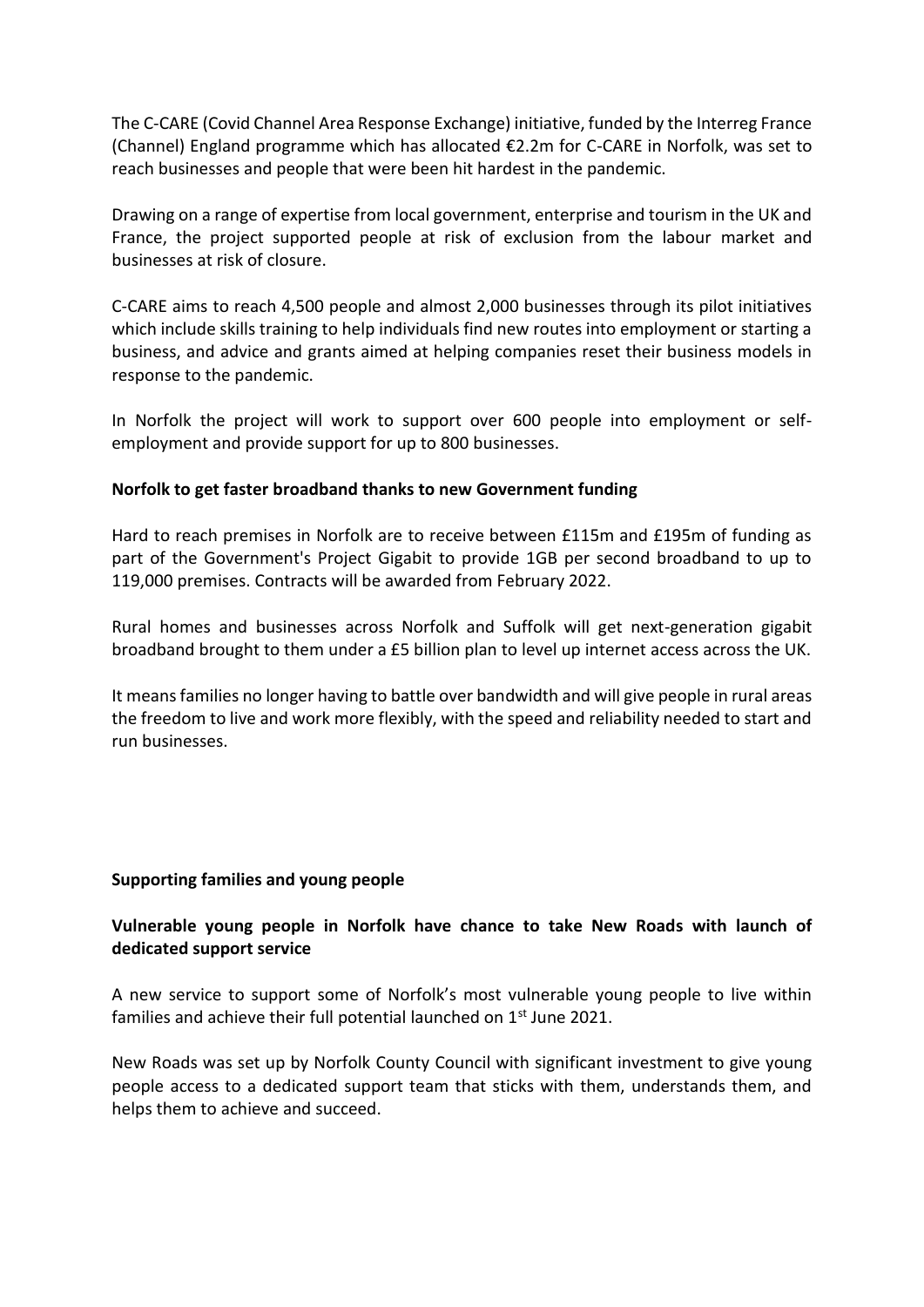The C-CARE (Covid Channel Area Response Exchange) initiative, funded by the Interreg France (Channel) England programme which has allocated €2.2m for C-CARE in Norfolk, was set to reach businesses and people that were been hit hardest in the pandemic.

Drawing on a range of expertise from local government, enterprise and tourism in the UK and France, the project supported people at risk of exclusion from the labour market and businesses at risk of closure.

C-CARE aims to reach 4,500 people and almost 2,000 businesses through its pilot initiatives which include skills training to help individuals find new routes into employment or starting a business, and advice and grants aimed at helping companies reset their business models in response to the pandemic.

In Norfolk the project will work to support over 600 people into employment or self-employment and provide support for up to 800 businesses.

**Norfolk to get faster broadband thanks to new Government funding**

Hard to reach premises in Norfolk are to receive between £115m and £195m of funding as part of the Government's Project Gigabit to provide 1GB per second broadband to up to 119,000 premises. Contracts will be awarded from February 2022.

Rural homes and businesses across Norfolk and Suffolk will get next-generation gigabit broadband brought to them under a £5 billion plan to level up internet access across the UK.

It means families no longer having to battle over bandwidth and will give people in rural areas the freedom to live and work more flexibly, with the speed and reliability needed to start and run businesses.

**Supporting families and young people**

**Vulnerable young people in Norfolk have chance to take New Roads with launch of dedicated support service**

A new service to support some of Norfolk's most vulnerable young people to live within families and achieve their full potential launched on 1st June 2021.

New Roads was set up by Norfolk County Council with significant investment to give young people access to a dedicated support team that sticks with them, understands them, and helps them to achieve and succeed.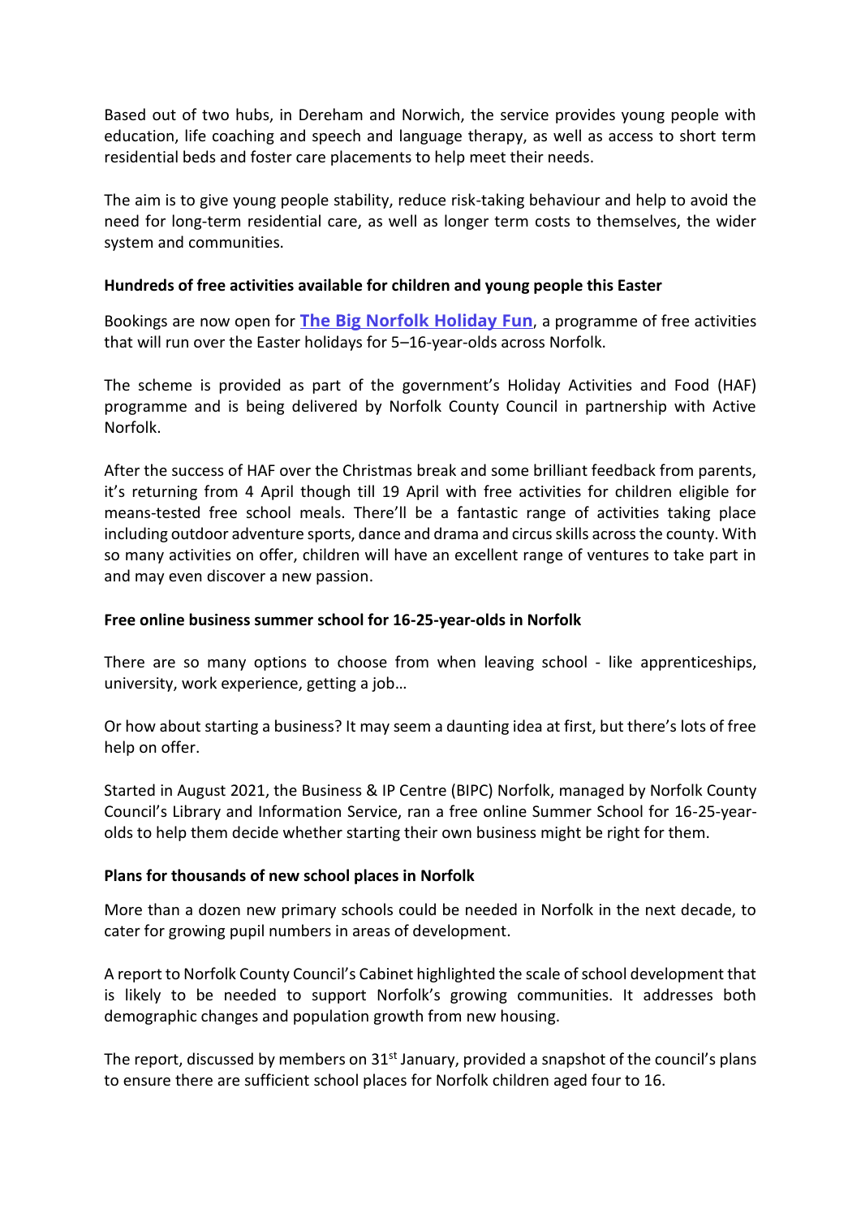Based out of two hubs, in Dereham and Norwich, the service provides young people with education, life coaching and speech and language therapy, as well as access to short term residential beds and foster care placements to help meet their needs.

The aim is to give young people stability, reduce risk-taking behaviour and help to avoid the need for long-term residential care, as well as longer term costs to themselves, the wider system and communities.

**Hundreds of free activities available for children and young people this Easter**

Bookings are now open for **The Big Norfolk Holiday Fun**, a programme of free activities that will run over the Easter holidays for 5–16-year-olds across Norfolk.

The scheme is provided as part of the government's Holiday Activities and Food (HAF) programme and is being delivered by Norfolk County Council in partnership with Active Norfolk.

After the success of HAF over the Christmas break and some brilliant feedback from parents, it's returning from 4 April though till 19 April with free activities for children eligible for means-tested free school meals. There'll be a fantastic range of activities taking place including outdoor adventure sports, dance and drama and circus skills across the county. With so many activities on offer, children will have an excellent range of ventures to take part in and may even discover a new passion.

**Free online business summer school for 16-25-year-olds in Norfolk**

There are so many options to choose from when leaving school - like apprenticeships, university, work experience, getting a job…

Or how about starting a business? It may seem a daunting idea at first, but there's lots of free help on offer.

Started in August 2021, the Business & IP Centre (BIPC) Norfolk, managed by Norfolk County Council's Library and Information Service, ran a free online Summer School for 16-25-year-olds to help them decide whether starting their own business might be right for them.

**Plans for thousands of new school places in Norfolk**

More than a dozen new primary schools could be needed in Norfolk in the next decade, to cater for growing pupil numbers in areas of development.

A report to Norfolk County Council's Cabinet highlighted the scale of school development that is likely to be needed to support Norfolk's growing communities. It addresses both demographic changes and population growth from new housing.

The report, discussed by members on 31st January, provided a snapshot of the council's plans to ensure there are sufficient school places for Norfolk children aged four to 16.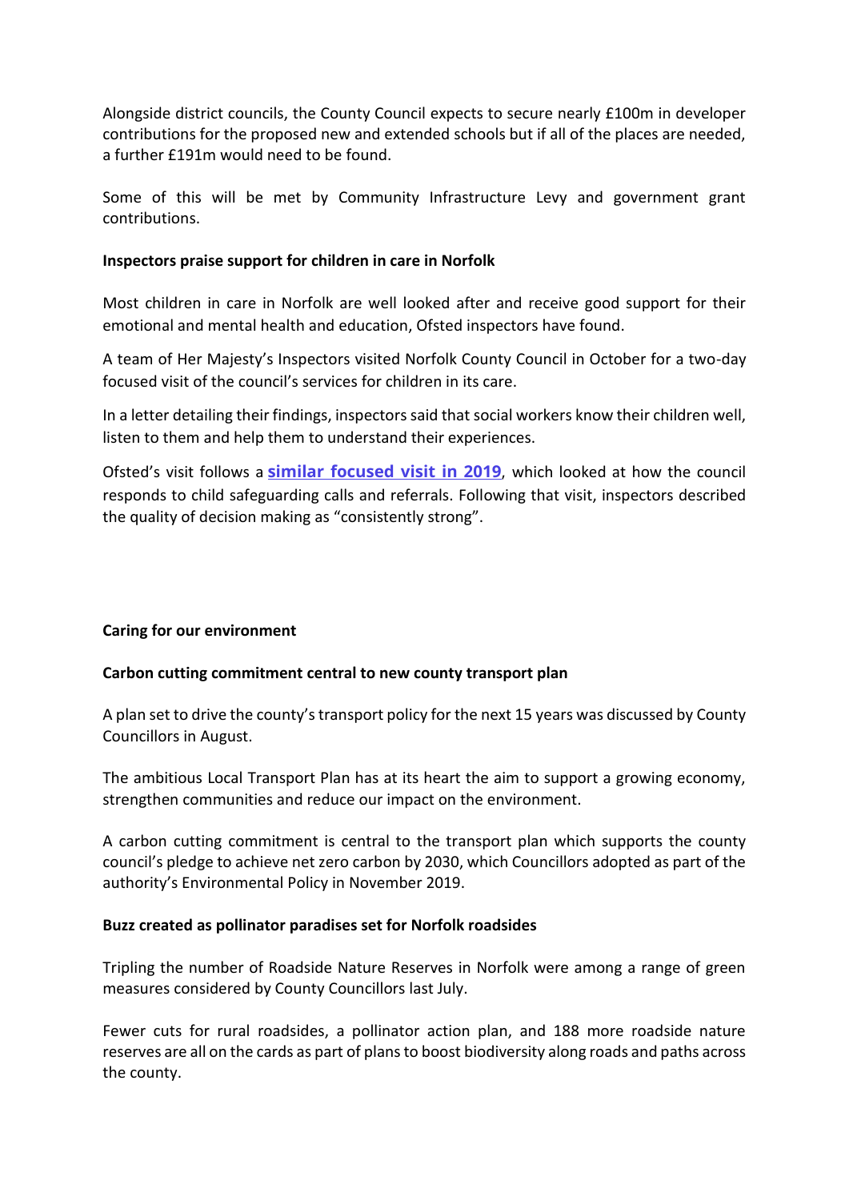Alongside district councils, the County Council expects to secure nearly £100m in developer contributions for the proposed new and extended schools but if all of the places are needed, a further £191m would need to be found.

Some of this will be met by Community Infrastructure Levy and government grant contributions.

**Inspectors praise support for children in care in Norfolk**

Most children in care in Norfolk are well looked after and receive good support for their emotional and mental health and education, Ofsted inspectors have found.

A team of Her Majesty's Inspectors visited Norfolk County Council in October for a two-day focused visit of the council's services for children in its care.

In a letter detailing their findings, inspectors said that social workers know their children well, listen to them and help them to understand their experiences.

Ofsted's visit follows a **similar focused visit in 2019**, which looked at how the council responds to child safeguarding calls and referrals. Following that visit, inspectors described the quality of decision making as "consistently strong".

**Caring for our environment**

**Carbon cutting commitment central to new county transport plan**

A plan set to drive the county's transport policy for the next 15 years was discussed by County Councillors in August.

The ambitious Local Transport Plan has at its heart the aim to support a growing economy, strengthen communities and reduce our impact on the environment.

A carbon cutting commitment is central to the transport plan which supports the county council's pledge to achieve net zero carbon by 2030, which Councillors adopted as part of the authority's Environmental Policy in November 2019.

**Buzz created as pollinator paradises set for Norfolk roadsides**

Tripling the number of Roadside Nature Reserves in Norfolk were among a range of green measures considered by County Councillors last July.

Fewer cuts for rural roadsides, a pollinator action plan, and 188 more roadside nature reserves are all on the cards as part of plans to boost biodiversity along roads and paths across the county.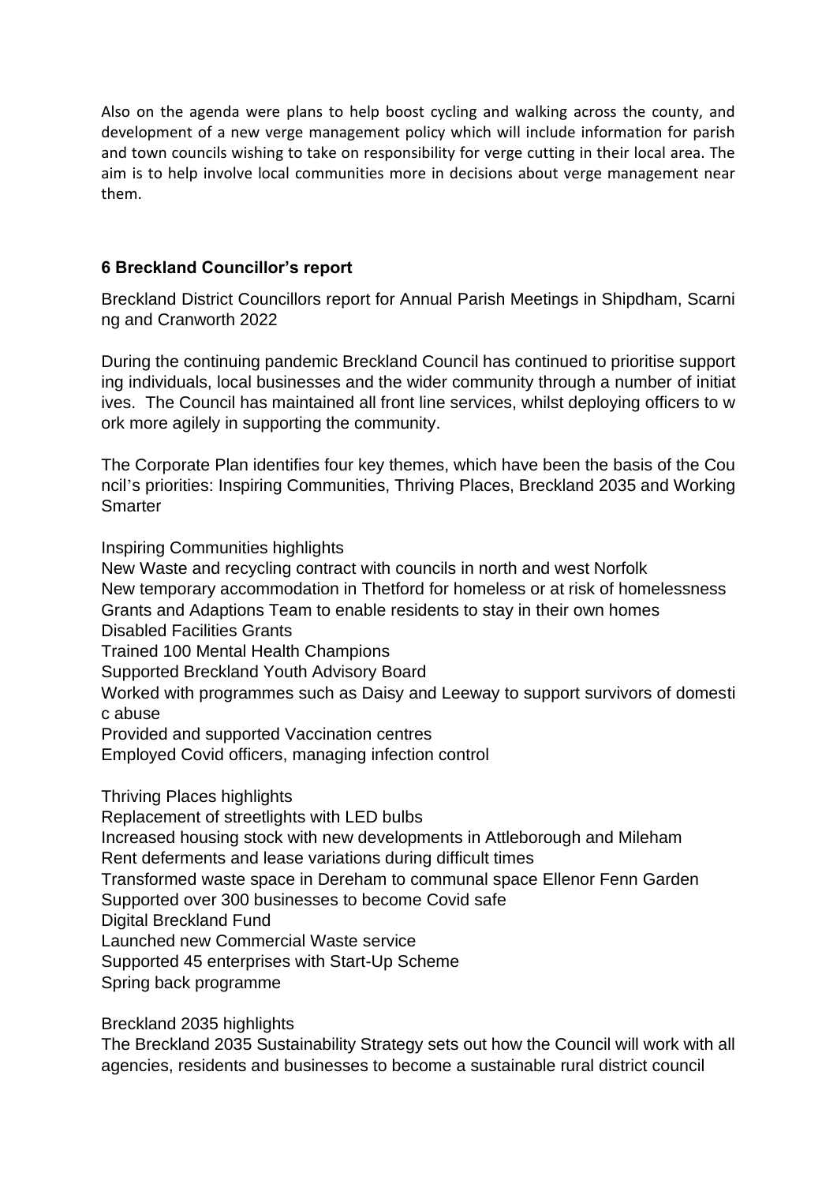Also on the agenda were plans to help boost cycling and walking across the county, and development of a new verge management policy which will include information for parish and town councils wishing to take on responsibility for verge cutting in their local area. The aim is to help involve local communities more in decisions about verge management near them.

## 6 Breckland Councillor's report

Breckland District Councillors report for Annual Parish Meetings in Shipdham, Scarni ng and Cranworth 2022

During the continuing pandemic Breckland Council has continued to prioritise support ing individuals, local businesses and the wider community through a number of initiat ives. The Council has maintained all front line services, whilst deploying officers to w ork more agilely in supporting the community.

The Corporate Plan identifies four key themes, which have been the basis of the Cou ncil's priorities: Inspiring Communities, Thriving Places, Breckland 2035 and Working Smarter

Inspiring Communities highlights
New Waste and recycling contract with councils in north and west Norfolk
New temporary accommodation in Thetford for homeless or at risk of homelessness
Grants and Adaptions Team to enable residents to stay in their own homes
Disabled Facilities Grants
Trained 100 Mental Health Champions
Supported Breckland Youth Advisory Board
Worked with programmes such as Daisy and Leeway to support survivors of domesti c abuse
Provided and supported Vaccination centres
Employed Covid officers, managing infection control

Thriving Places highlights
Replacement of streetlights with LED bulbs
Increased housing stock with new developments in Attleborough and Mileham
Rent deferments and lease variations during difficult times
Transformed waste space in Dereham to communal space Ellenor Fenn Garden
Supported over 300 businesses to become Covid safe
Digital Breckland Fund
Launched new Commercial Waste service
Supported 45 enterprises with Start-Up Scheme
Spring back programme

Breckland 2035 highlights
The Breckland 2035 Sustainability Strategy sets out how the Council will work with all agencies, residents and businesses to become a sustainable rural district council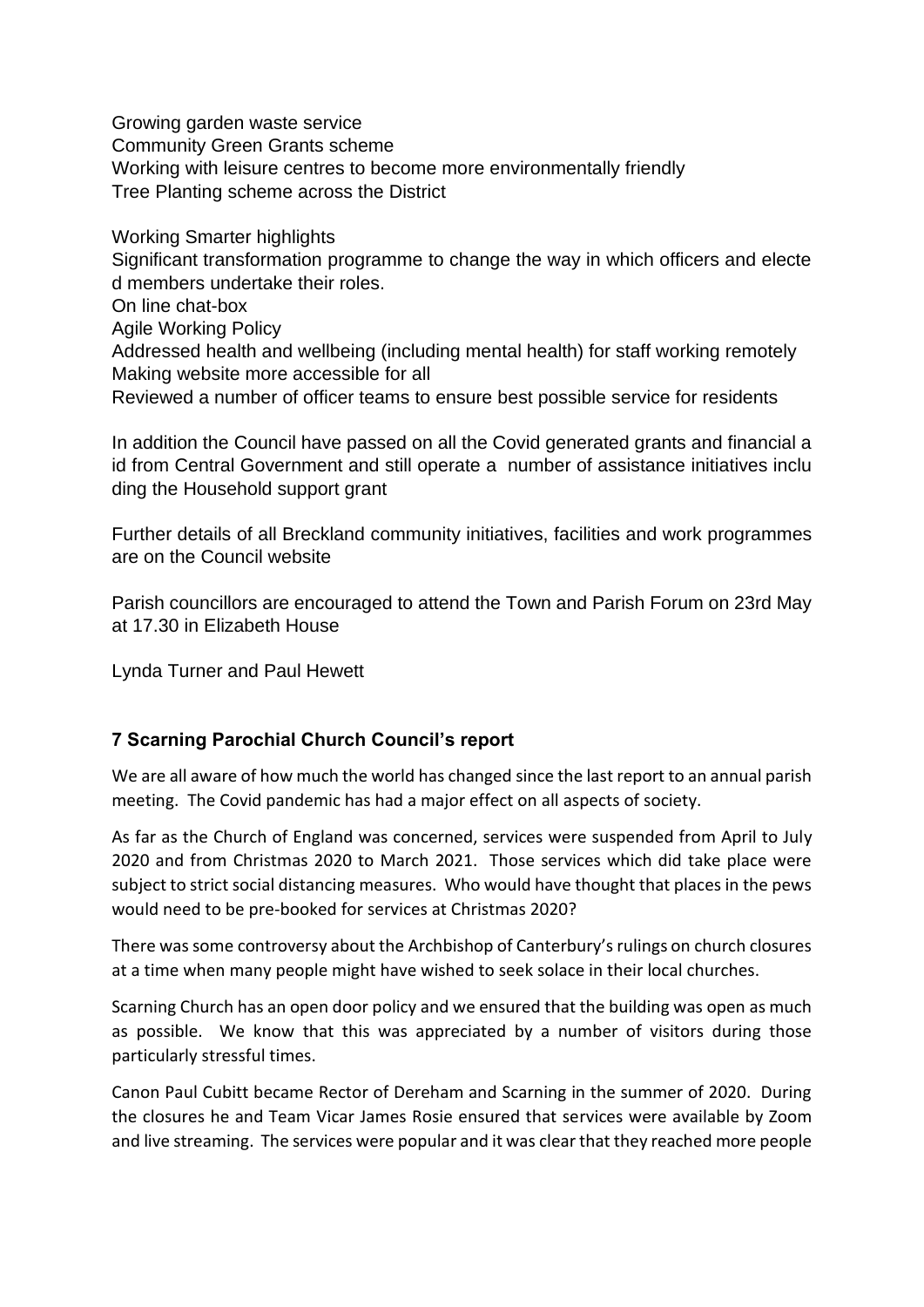Growing garden waste service
Community Green Grants scheme
Working with leisure centres to become more environmentally friendly
Tree Planting scheme across the District

Working Smarter highlights
Significant transformation programme to change the way in which officers and elected members undertake their roles.
On line chat-box
Agile Working Policy
Addressed health and wellbeing (including mental health) for staff working remotely
Making website more accessible for all
Reviewed a number of officer teams to ensure best possible service for residents

In addition the Council have passed on all the Covid generated grants and financial aid from Central Government and still operate a number of assistance initiatives including the Household support grant

Further details of all Breckland community initiatives, facilities and work programmes are on the Council website

Parish councillors are encouraged to attend the Town and Parish Forum on 23rd May at 17.30 in Elizabeth House

Lynda Turner and Paul Hewett

## 7 Scarning Parochial Church Council's report

We are all aware of how much the world has changed since the last report to an annual parish meeting. The Covid pandemic has had a major effect on all aspects of society.

As far as the Church of England was concerned, services were suspended from April to July 2020 and from Christmas 2020 to March 2021. Those services which did take place were subject to strict social distancing measures. Who would have thought that places in the pews would need to be pre-booked for services at Christmas 2020?

There was some controversy about the Archbishop of Canterbury's rulings on church closures at a time when many people might have wished to seek solace in their local churches.

Scarning Church has an open door policy and we ensured that the building was open as much as possible. We know that this was appreciated by a number of visitors during those particularly stressful times.

Canon Paul Cubitt became Rector of Dereham and Scarning in the summer of 2020. During the closures he and Team Vicar James Rosie ensured that services were available by Zoom and live streaming. The services were popular and it was clear that they reached more people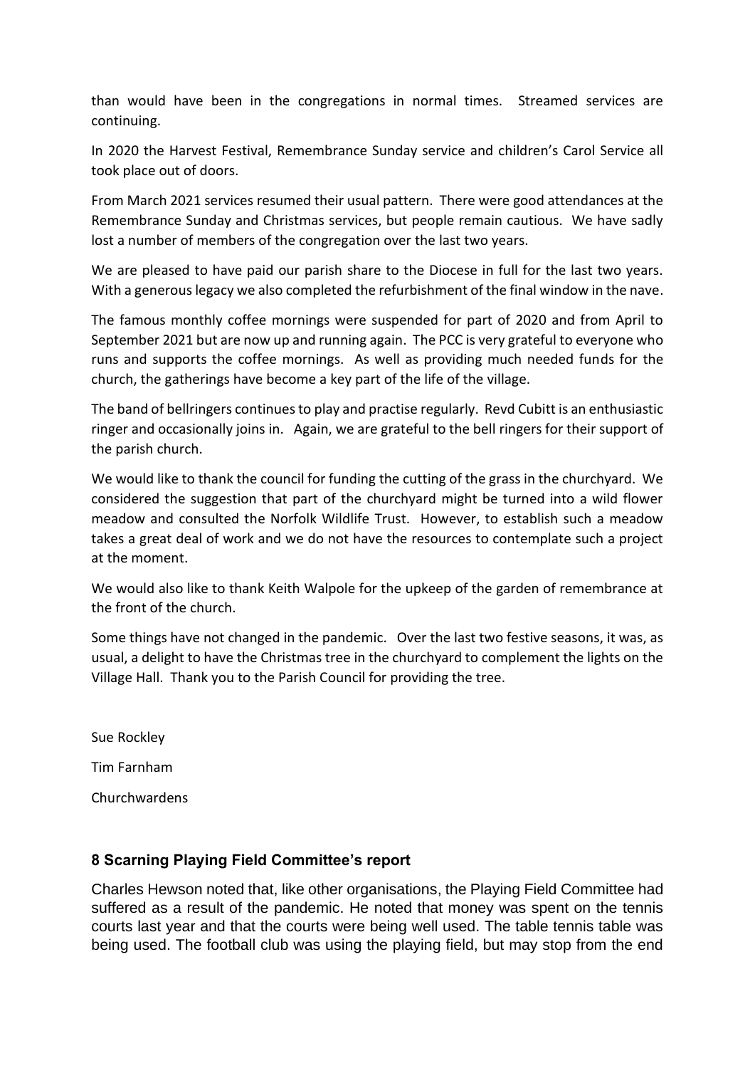than would have been in the congregations in normal times. Streamed services are continuing.

In 2020 the Harvest Festival, Remembrance Sunday service and children's Carol Service all took place out of doors.

From March 2021 services resumed their usual pattern. There were good attendances at the Remembrance Sunday and Christmas services, but people remain cautious. We have sadly lost a number of members of the congregation over the last two years.

We are pleased to have paid our parish share to the Diocese in full for the last two years. With a generous legacy we also completed the refurbishment of the final window in the nave.

The famous monthly coffee mornings were suspended for part of 2020 and from April to September 2021 but are now up and running again. The PCC is very grateful to everyone who runs and supports the coffee mornings. As well as providing much needed funds for the church, the gatherings have become a key part of the life of the village.

The band of bellringers continues to play and practise regularly. Revd Cubitt is an enthusiastic ringer and occasionally joins in. Again, we are grateful to the bell ringers for their support of the parish church.

We would like to thank the council for funding the cutting of the grass in the churchyard. We considered the suggestion that part of the churchyard might be turned into a wild flower meadow and consulted the Norfolk Wildlife Trust. However, to establish such a meadow takes a great deal of work and we do not have the resources to contemplate such a project at the moment.

We would also like to thank Keith Walpole for the upkeep of the garden of remembrance at the front of the church.

Some things have not changed in the pandemic. Over the last two festive seasons, it was, as usual, a delight to have the Christmas tree in the churchyard to complement the lights on the Village Hall. Thank you to the Parish Council for providing the tree.

Sue Rockley

Tim Farnham

Churchwardens

## 8 Scarning Playing Field Committee's report

Charles Hewson noted that, like other organisations, the Playing Field Committee had suffered as a result of the pandemic. He noted that money was spent on the tennis courts last year and that the courts were being well used. The table tennis table was being used. The football club was using the playing field, but may stop from the end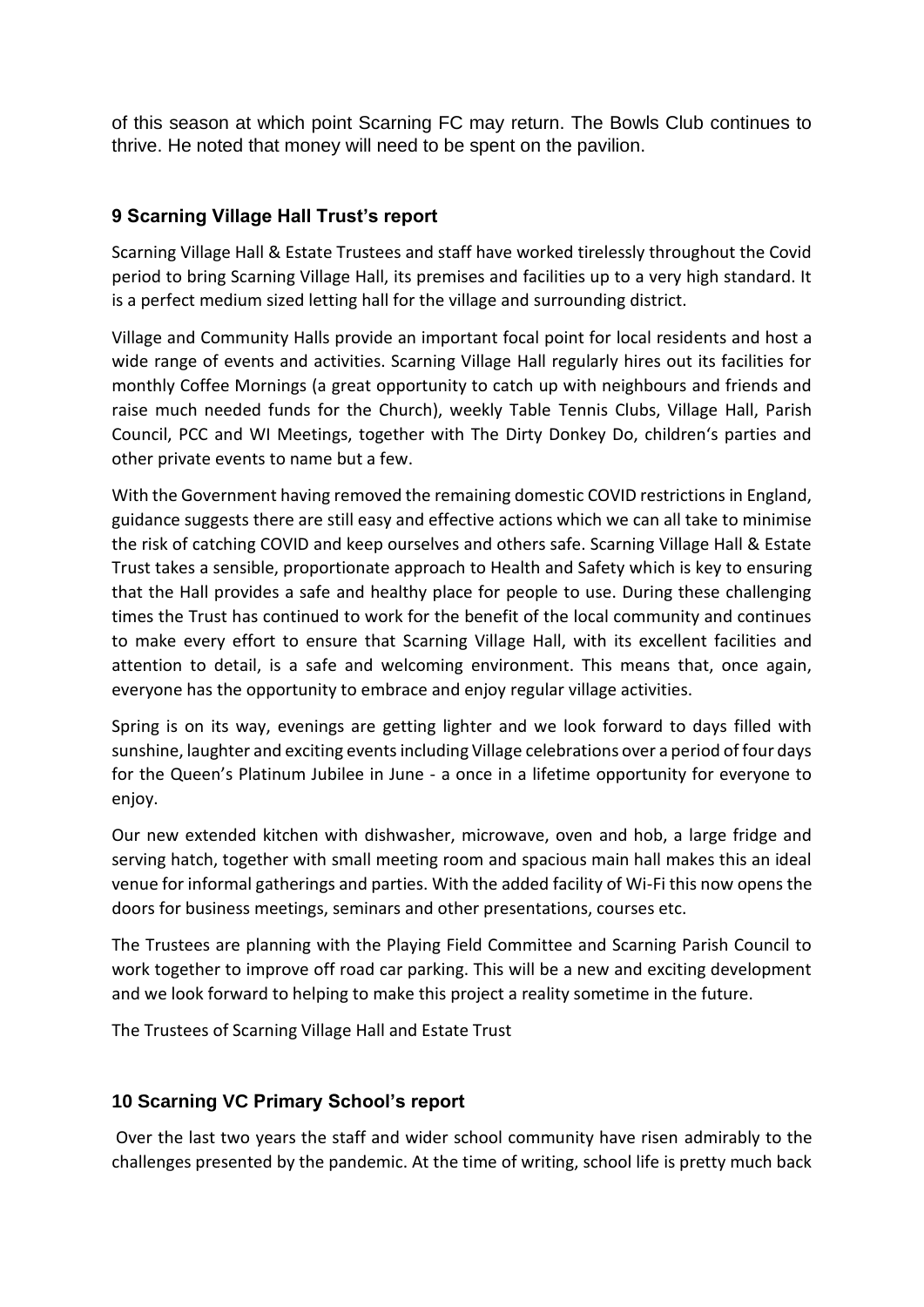of this season at which point Scarning FC may return. The Bowls Club continues to thrive. He noted that money will need to be spent on the pavilion.

## 9 Scarning Village Hall Trust's report

Scarning Village Hall & Estate Trustees and staff have worked tirelessly throughout the Covid period to bring Scarning Village Hall, its premises and facilities up to a very high standard. It is a perfect medium sized letting hall for the village and surrounding district.

Village and Community Halls provide an important focal point for local residents and host a wide range of events and activities. Scarning Village Hall regularly hires out its facilities for monthly Coffee Mornings (a great opportunity to catch up with neighbours and friends and raise much needed funds for the Church), weekly Table Tennis Clubs, Village Hall, Parish Council, PCC and WI Meetings, together with The Dirty Donkey Do, children's parties and other private events to name but a few.

With the Government having removed the remaining domestic COVID restrictions in England, guidance suggests there are still easy and effective actions which we can all take to minimise the risk of catching COVID and keep ourselves and others safe. Scarning Village Hall & Estate Trust takes a sensible, proportionate approach to Health and Safety which is key to ensuring that the Hall provides a safe and healthy place for people to use. During these challenging times the Trust has continued to work for the benefit of the local community and continues to make every effort to ensure that Scarning Village Hall, with its excellent facilities and attention to detail, is a safe and welcoming environment. This means that, once again, everyone has the opportunity to embrace and enjoy regular village activities.

Spring is on its way, evenings are getting lighter and we look forward to days filled with sunshine, laughter and exciting events including Village celebrations over a period of four days for the Queen's Platinum Jubilee in June - a once in a lifetime opportunity for everyone to enjoy.

Our new extended kitchen with dishwasher, microwave, oven and hob, a large fridge and serving hatch, together with small meeting room and spacious main hall makes this an ideal venue for informal gatherings and parties. With the added facility of Wi-Fi this now opens the doors for business meetings, seminars and other presentations, courses etc.

The Trustees are planning with the Playing Field Committee and Scarning Parish Council to work together to improve off road car parking. This will be a new and exciting development and we look forward to helping to make this project a reality sometime in the future.

The Trustees of Scarning Village Hall and Estate Trust

## 10 Scarning VC Primary School's report

Over the last two years the staff and wider school community have risen admirably to the challenges presented by the pandemic. At the time of writing, school life is pretty much back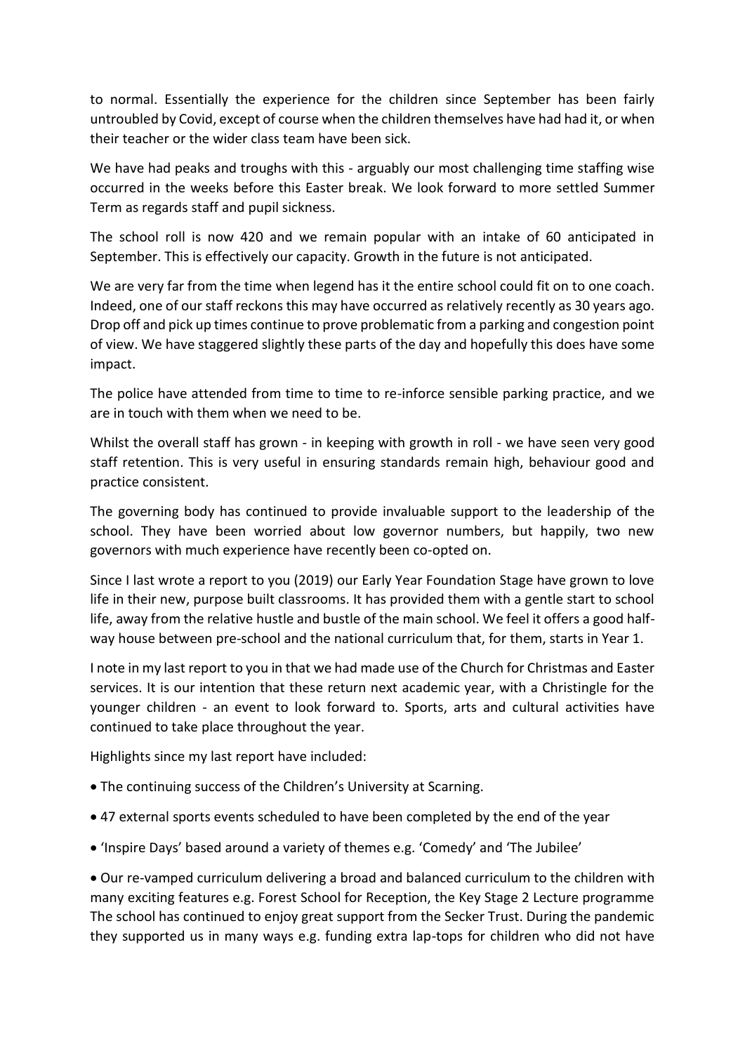to normal. Essentially the experience for the children since September has been fairly untroubled by Covid, except of course when the children themselves have had had it, or when their teacher or the wider class team have been sick.

We have had peaks and troughs with this - arguably our most challenging time staffing wise occurred in the weeks before this Easter break. We look forward to more settled Summer Term as regards staff and pupil sickness.

The school roll is now 420 and we remain popular with an intake of 60 anticipated in September. This is effectively our capacity. Growth in the future is not anticipated.

We are very far from the time when legend has it the entire school could fit on to one coach. Indeed, one of our staff reckons this may have occurred as relatively recently as 30 years ago. Drop off and pick up times continue to prove problematic from a parking and congestion point of view. We have staggered slightly these parts of the day and hopefully this does have some impact.

The police have attended from time to time to re-inforce sensible parking practice, and we are in touch with them when we need to be.

Whilst the overall staff has grown - in keeping with growth in roll - we have seen very good staff retention. This is very useful in ensuring standards remain high, behaviour good and practice consistent.

The governing body has continued to provide invaluable support to the leadership of the school. They have been worried about low governor numbers, but happily, two new governors with much experience have recently been co-opted on.

Since I last wrote a report to you (2019) our Early Year Foundation Stage have grown to love life in their new, purpose built classrooms. It has provided them with a gentle start to school life, away from the relative hustle and bustle of the main school. We feel it offers a good half-way house between pre-school and the national curriculum that, for them, starts in Year 1.

I note in my last report to you in that we had made use of the Church for Christmas and Easter services. It is our intention that these return next academic year, with a Christingle for the younger children - an event to look forward to. Sports, arts and cultural activities have continued to take place throughout the year.

Highlights since my last report have included:

- The continuing success of the Children's University at Scarning.
- 47 external sports events scheduled to have been completed by the end of the year
- 'Inspire Days' based around a variety of themes e.g. 'Comedy' and 'The Jubilee'
- Our re-vamped curriculum delivering a broad and balanced curriculum to the children with many exciting features e.g. Forest School for Reception, the Key Stage 2 Lecture programme

The school has continued to enjoy great support from the Secker Trust. During the pandemic they supported us in many ways e.g. funding extra lap-tops for children who did not have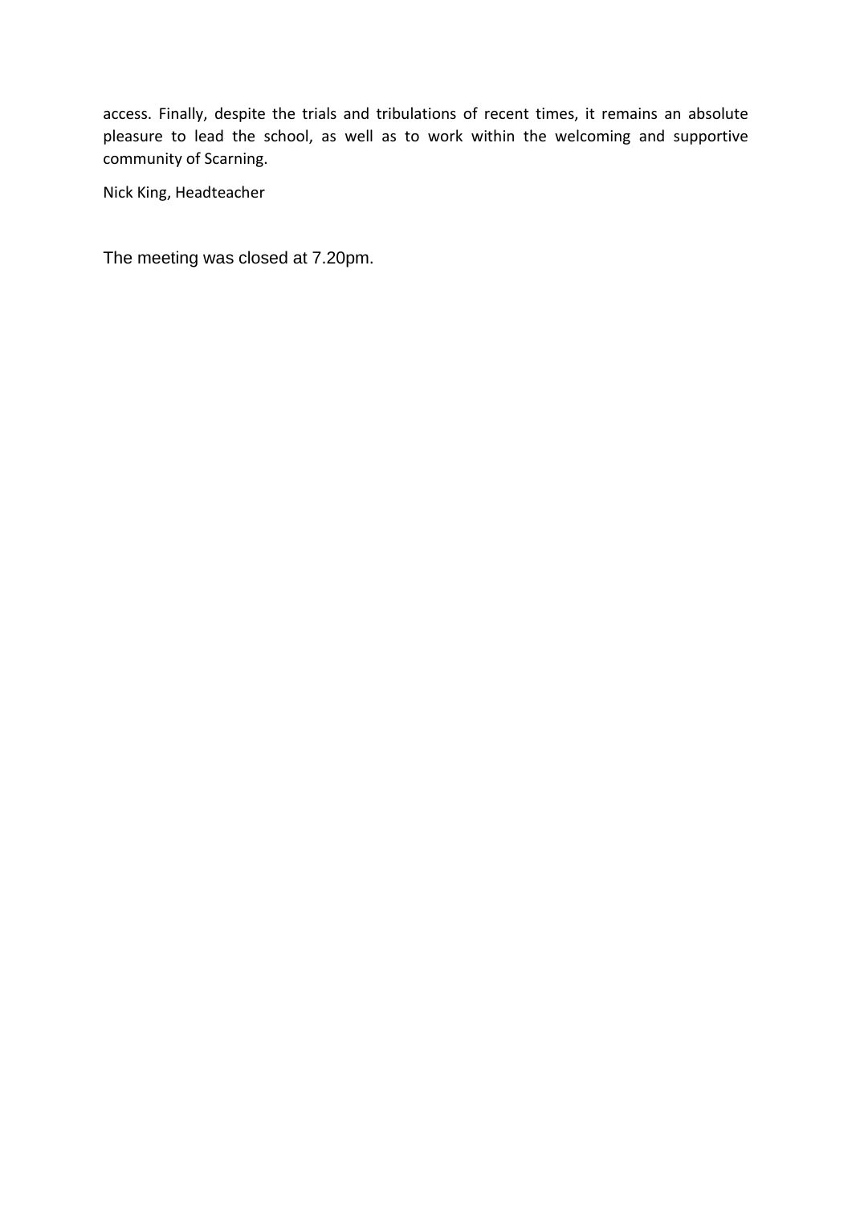access. Finally, despite the trials and tribulations of recent times, it remains an absolute pleasure to lead the school, as well as to work within the welcoming and supportive community of Scarning.

Nick King, Headteacher

The meeting was closed at 7.20pm.